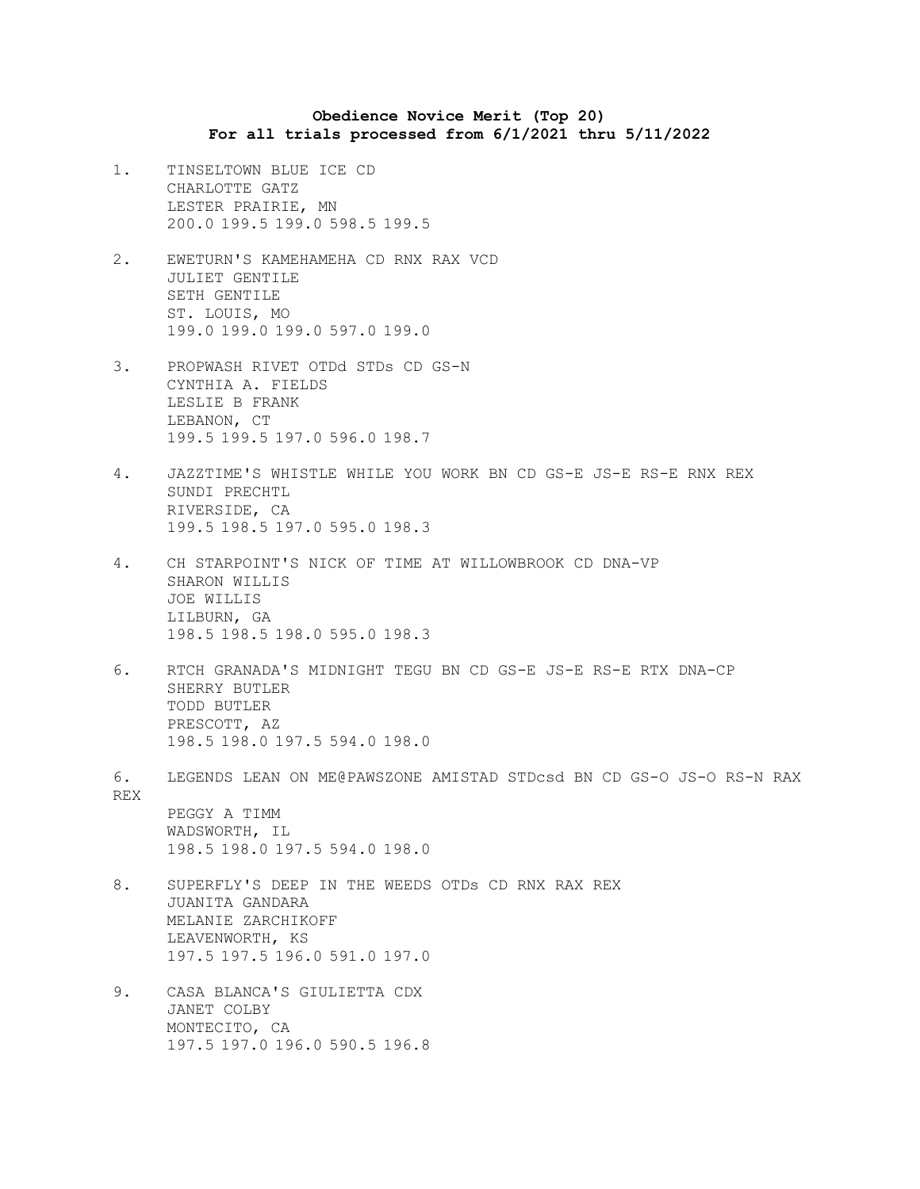**Obedience Novice Merit (Top 20)**
**For all trials processed from 6/1/2021 thru 5/11/2022**

1. TINSELTOWN BLUE ICE CD
   CHARLOTTE GATZ
   LESTER PRAIRIE, MN
   200.0 199.5 199.0 598.5 199.5

2. EWETURN'S KAMEHAMEHA CD RNX RAX VCD
   JULIET GENTILE
   SETH GENTILE
   ST. LOUIS, MO
   199.0 199.0 199.0 597.0 199.0

3. PROPWASH RIVET OTDd STDs CD GS-N
   CYNTHIA A. FIELDS
   LESLIE B FRANK
   LEBANON, CT
   199.5 199.5 197.0 596.0 198.7

4. JAZZTIME'S WHISTLE WHILE YOU WORK BN CD GS-E JS-E RS-E RNX REX
   SUNDI PRECHTL
   RIVERSIDE, CA
   199.5 198.5 197.0 595.0 198.3

4. CH STARPOINT'S NICK OF TIME AT WILLOWBROOK CD DNA-VP
   SHARON WILLIS
   JOE WILLIS
   LILBURN, GA
   198.5 198.5 198.0 595.0 198.3

6. RTCH GRANADA'S MIDNIGHT TEGU BN CD GS-E JS-E RS-E RTX DNA-CP
   SHERRY BUTLER
   TODD BUTLER
   PRESCOTT, AZ
   198.5 198.0 197.5 594.0 198.0

6. LEGENDS LEAN ON ME@PAWSZONE AMISTAD STDcsd BN CD GS-O JS-O RS-N RAX REX
   PEGGY A TIMM
   WADSWORTH, IL
   198.5 198.0 197.5 594.0 198.0

8. SUPERFLY'S DEEP IN THE WEEDS OTDs CD RNX RAX REX
   JUANITA GANDARA
   MELANIE ZARCHIKOFF
   LEAVENWORTH, KS
   197.5 197.5 196.0 591.0 197.0

9. CASA BLANCA'S GIULIETTA CDX
   JANET COLBY
   MONTECITO, CA
   197.5 197.0 196.0 590.5 196.8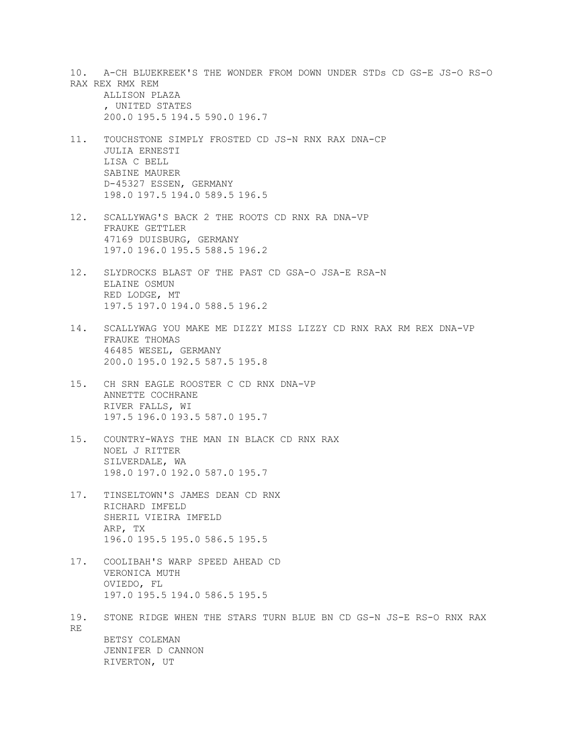10. A-CH BLUEKREEK'S THE WONDER FROM DOWN UNDER STDs CD GS-E JS-O RS-O RAX REX RMX REM
    ALLISON PLAZA
    , UNITED STATES
    200.0 195.5 194.5 590.0 196.7

11. TOUCHSTONE SIMPLY FROSTED CD JS-N RNX RAX DNA-CP
    JULIA ERNESTI
    LISA C BELL
    SABINE MAURER
    D-45327 ESSEN, GERMANY
    198.0 197.5 194.0 589.5 196.5

12. SCALLYWAG'S BACK 2 THE ROOTS CD RNX RA DNA-VP
    FRAUKE GETTLER
    47169 DUISBURG, GERMANY
    197.0 196.0 195.5 588.5 196.2

12. SLYDROCKS BLAST OF THE PAST CD GSA-O JSA-E RSA-N
    ELAINE OSMUN
    RED LODGE, MT
    197.5 197.0 194.0 588.5 196.2

14. SCALLYWAG YOU MAKE ME DIZZY MISS LIZZY CD RNX RAX RM REX DNA-VP
    FRAUKE THOMAS
    46485 WESEL, GERMANY
    200.0 195.0 192.5 587.5 195.8

15. CH SRN EAGLE ROOSTER C CD RNX DNA-VP
    ANNETTE COCHRANE
    RIVER FALLS, WI
    197.5 196.0 193.5 587.0 195.7

15. COUNTRY-WAYS THE MAN IN BLACK CD RNX RAX
    NOEL J RITTER
    SILVERDALE, WA
    198.0 197.0 192.0 587.0 195.7

17. TINSELTOWN'S JAMES DEAN CD RNX
    RICHARD IMFELD
    SHERIL VIEIRA IMFELD
    ARP, TX
    196.0 195.5 195.0 586.5 195.5

17. COOLIBAH'S WARP SPEED AHEAD CD
    VERONICA MUTH
    OVIEDO, FL
    197.0 195.5 194.0 586.5 195.5

19. STONE RIDGE WHEN THE STARS TURN BLUE BN CD GS-N JS-E RS-O RNX RAX RE
    BETSY COLEMAN
    JENNIFER D CANNON
    RIVERTON, UT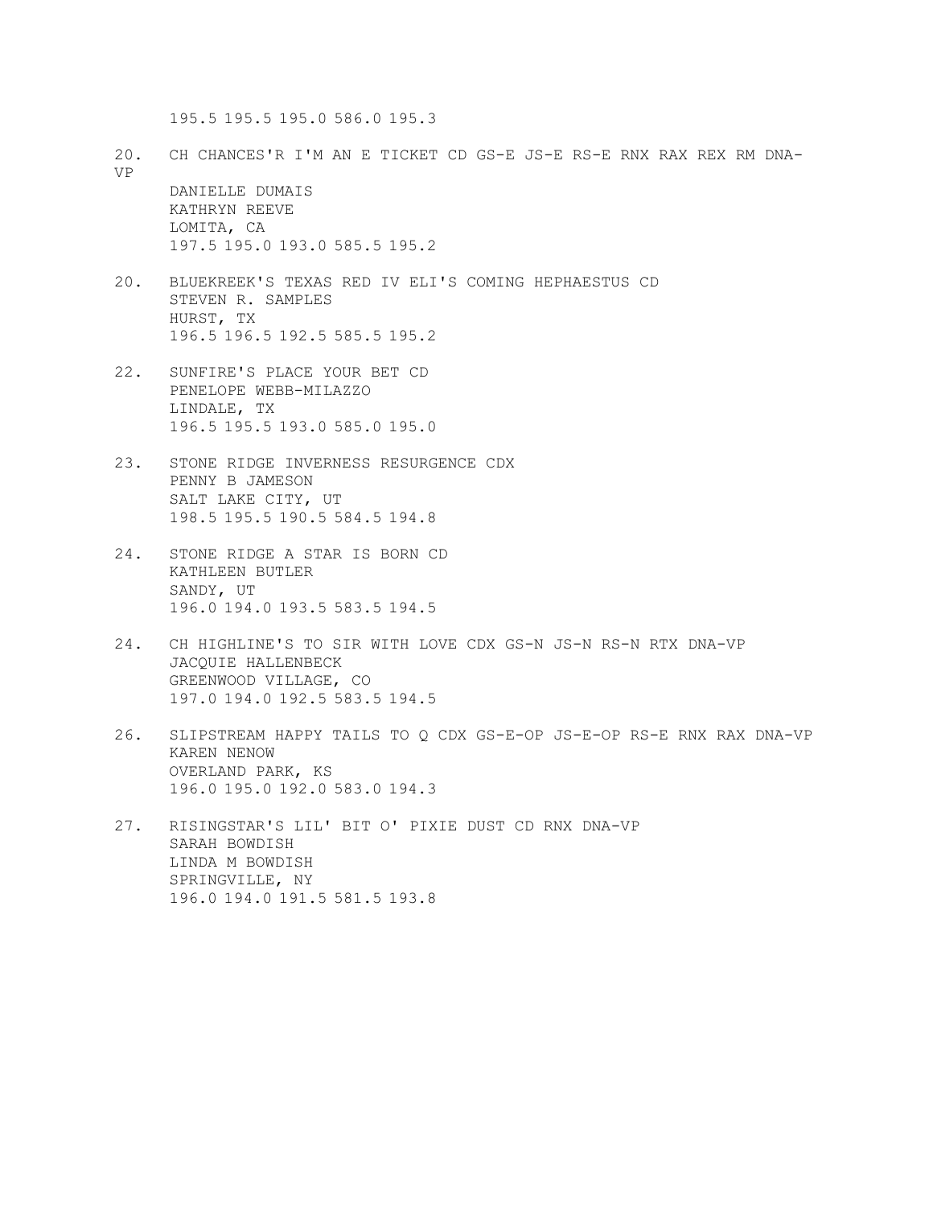195.5 195.5 195.0 586.0 195.3

20. CH CHANCES'R I'M AN E TICKET CD GS-E JS-E RS-E RNX RAX REX RM DNA-VP
DANIELLE DUMAIS
KATHRYN REEVE
LOMITA, CA
197.5 195.0 193.0 585.5 195.2

20. BLUEKREEK'S TEXAS RED IV ELI'S COMING HEPHAESTUS CD
STEVEN R. SAMPLES
HURST, TX
196.5 196.5 192.5 585.5 195.2

22. SUNFIRE'S PLACE YOUR BET CD
PENELOPE WEBB-MILAZZO
LINDALE, TX
196.5 195.5 193.0 585.0 195.0

23. STONE RIDGE INVERNESS RESURGENCE CDX
PENNY B JAMESON
SALT LAKE CITY, UT
198.5 195.5 190.5 584.5 194.8

24. STONE RIDGE A STAR IS BORN CD
KATHLEEN BUTLER
SANDY, UT
196.0 194.0 193.5 583.5 194.5

24. CH HIGHLINE'S TO SIR WITH LOVE CDX GS-N JS-N RS-N RTX DNA-VP
JACQUIE HALLENBECK
GREENWOOD VILLAGE, CO
197.0 194.0 192.5 583.5 194.5

26. SLIPSTREAM HAPPY TAILS TO Q CDX GS-E-OP JS-E-OP RS-E RNX RAX DNA-VP
KAREN NENOW
OVERLAND PARK, KS
196.0 195.0 192.0 583.0 194.3

27. RISINGSTAR'S LIL' BIT O' PIXIE DUST CD RNX DNA-VP
SARAH BOWDISH
LINDA M BOWDISH
SPRINGVILLE, NY
196.0 194.0 191.5 581.5 193.8